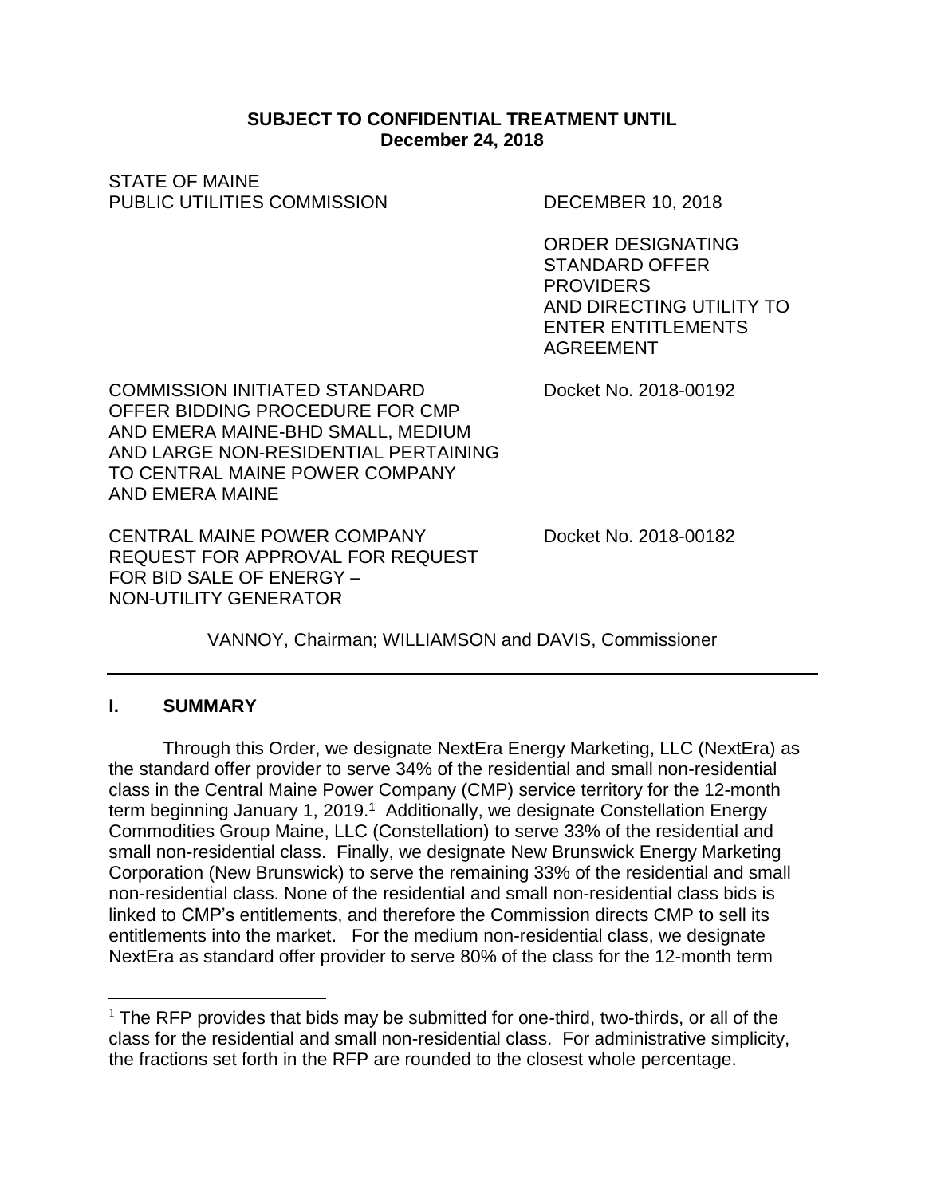**SUBJECT TO CONFIDENTIAL TREATMENT UNTIL December 24, 2018**

STATE OF MAINE
PUBLIC UTILITIES COMMISSION

DECEMBER 10, 2018

ORDER DESIGNATING STANDARD OFFER PROVIDERS AND DIRECTING UTILITY TO ENTER ENTITLEMENTS AGREEMENT

COMMISSION INITIATED STANDARD OFFER BIDDING PROCEDURE FOR CMP AND EMERA MAINE-BHD SMALL, MEDIUM AND LARGE NON-RESIDENTIAL PERTAINING TO CENTRAL MAINE POWER COMPANY AND EMERA MAINE

Docket No. 2018-00192

CENTRAL MAINE POWER COMPANY REQUEST FOR APPROVAL FOR REQUEST FOR BID SALE OF ENERGY – NON-UTILITY GENERATOR

Docket No. 2018-00182

VANNOY, Chairman; WILLIAMSON and DAVIS, Commissioner

---

## I. SUMMARY

Through this Order, we designate NextEra Energy Marketing, LLC (NextEra) as the standard offer provider to serve 34% of the residential and small non-residential class in the Central Maine Power Company (CMP) service territory for the 12-month term beginning January 1, 2019.[1] Additionally, we designate Constellation Energy Commodities Group Maine, LLC (Constellation) to serve 33% of the residential and small non-residential class. Finally, we designate New Brunswick Energy Marketing Corporation (New Brunswick) to serve the remaining 33% of the residential and small non-residential class. None of the residential and small non-residential class bids is linked to CMP's entitlements, and therefore the Commission directs CMP to sell its entitlements into the market. For the medium non-residential class, we designate NextEra as standard offer provider to serve 80% of the class for the 12-month term

[1] The RFP provides that bids may be submitted for one-third, two-thirds, or all of the class for the residential and small non-residential class. For administrative simplicity, the fractions set forth in the RFP are rounded to the closest whole percentage.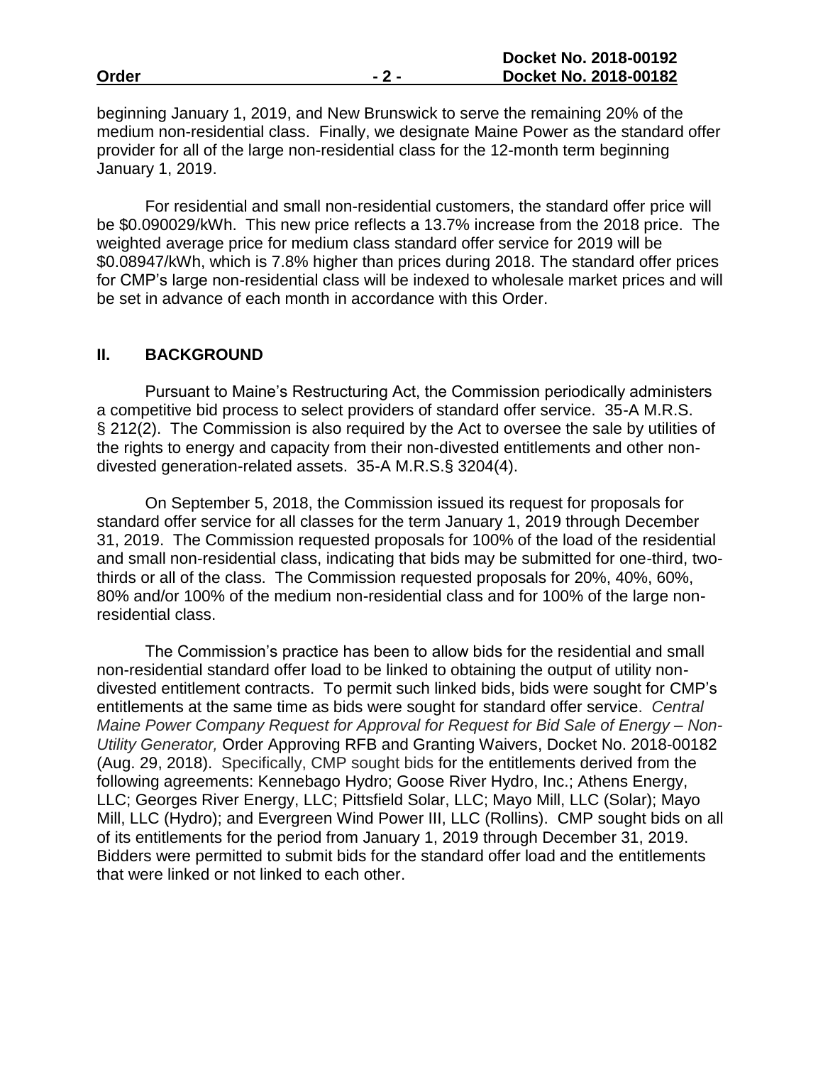beginning January 1, 2019, and New Brunswick to serve the remaining 20% of the medium non-residential class. Finally, we designate Maine Power as the standard offer provider for all of the large non-residential class for the 12-month term beginning January 1, 2019.

For residential and small non-residential customers, the standard offer price will be $0.090029/kWh. This new price reflects a 13.7% increase from the 2018 price. The weighted average price for medium class standard offer service for 2019 will be $0.08947/kWh, which is 7.8% higher than prices during 2018. The standard offer prices for CMP's large non-residential class will be indexed to wholesale market prices and will be set in advance of each month in accordance with this Order.

## II. BACKGROUND

Pursuant to Maine's Restructuring Act, the Commission periodically administers a competitive bid process to select providers of standard offer service. 35-A M.R.S. § 212(2). The Commission is also required by the Act to oversee the sale by utilities of the rights to energy and capacity from their non-divested entitlements and other non-divested generation-related assets. 35-A M.R.S.§ 3204(4).

On September 5, 2018, the Commission issued its request for proposals for standard offer service for all classes for the term January 1, 2019 through December 31, 2019. The Commission requested proposals for 100% of the load of the residential and small non-residential class, indicating that bids may be submitted for one-third, two-thirds or all of the class. The Commission requested proposals for 20%, 40%, 60%, 80% and/or 100% of the medium non-residential class and for 100% of the large non-residential class.

The Commission's practice has been to allow bids for the residential and small non-residential standard offer load to be linked to obtaining the output of utility non-divested entitlement contracts. To permit such linked bids, bids were sought for CMP's entitlements at the same time as bids were sought for standard offer service. *Central Maine Power Company Request for Approval for Request for Bid Sale of Energy – Non-Utility Generator,* Order Approving RFB and Granting Waivers, Docket No. 2018-00182 (Aug. 29, 2018). Specifically, CMP sought bids for the entitlements derived from the following agreements: Kennebago Hydro; Goose River Hydro, Inc.; Athens Energy, LLC; Georges River Energy, LLC; Pittsfield Solar, LLC; Mayo Mill, LLC (Solar); Mayo Mill, LLC (Hydro); and Evergreen Wind Power III, LLC (Rollins). CMP sought bids on all of its entitlements for the period from January 1, 2019 through December 31, 2019. Bidders were permitted to submit bids for the standard offer load and the entitlements that were linked or not linked to each other.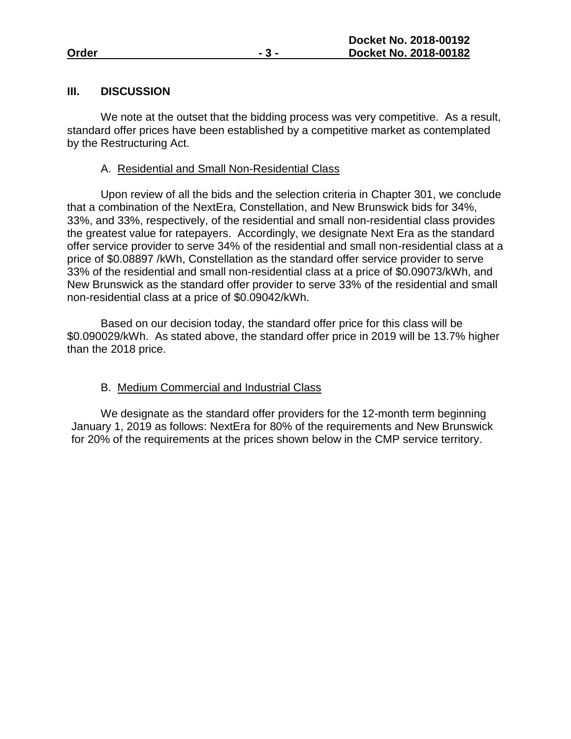## III. DISCUSSION

We note at the outset that the bidding process was very competitive. As a result, standard offer prices have been established by a competitive market as contemplated by the Restructuring Act.

### A. Residential and Small Non-Residential Class

Upon review of all the bids and the selection criteria in Chapter 301, we conclude that a combination of the NextEra, Constellation, and New Brunswick bids for 34%, 33%, and 33%, respectively, of the residential and small non-residential class provides the greatest value for ratepayers. Accordingly, we designate Next Era as the standard offer service provider to serve 34% of the residential and small non-residential class at a price of $0.08897 /kWh, Constellation as the standard offer service provider to serve 33% of the residential and small non-residential class at a price of $0.09073/kWh, and New Brunswick as the standard offer provider to serve 33% of the residential and small non-residential class at a price of $0.09042/kWh.

Based on our decision today, the standard offer price for this class will be $0.090029/kWh. As stated above, the standard offer price in 2019 will be 13.7% higher than the 2018 price.

### B. Medium Commercial and Industrial Class

We designate as the standard offer providers for the 12-month term beginning January 1, 2019 as follows: NextEra for 80% of the requirements and New Brunswick for 20% of the requirements at the prices shown below in the CMP service territory.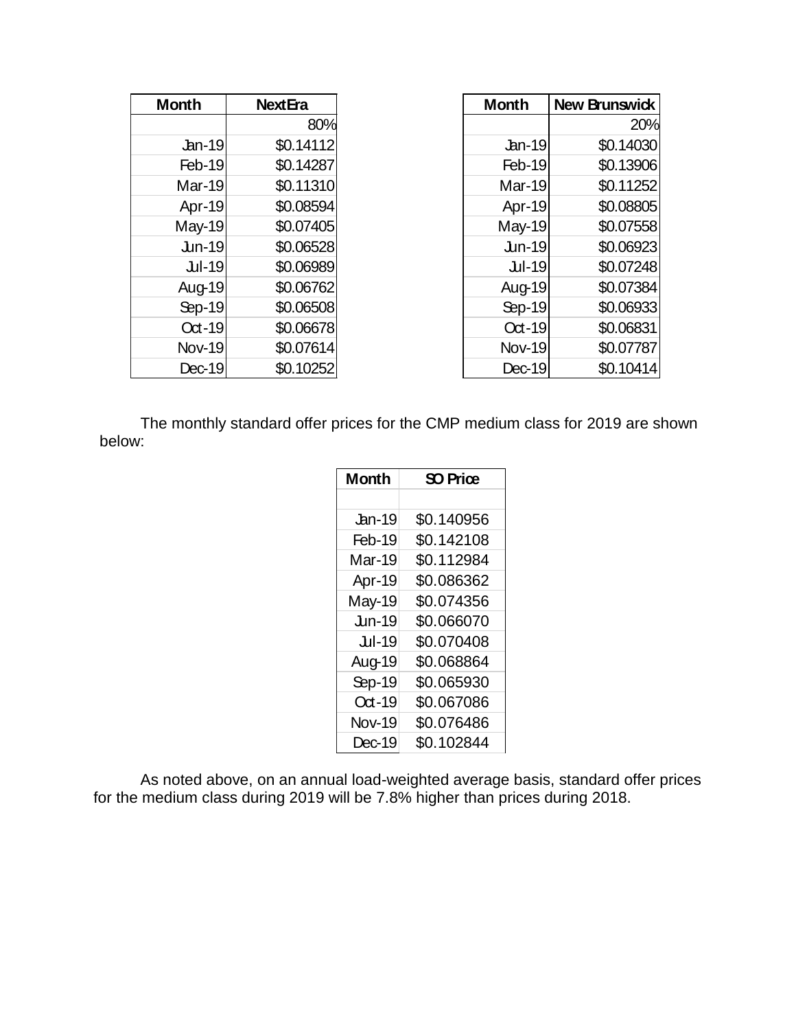| Month | NextEra |
|---|---|
| | 80% |
| Jan-19 | $0.14112 |
| Feb-19 | $0.14287 |
| Mar-19 | $0.11310 |
| Apr-19 | $0.08594 |
| May-19 | $0.07405 |
| Jun-19 | $0.06528 |
| Jul-19 | $0.06989 |
| Aug-19 | $0.06762 |
| Sep-19 | $0.06508 |
| Oct-19 | $0.06678 |
| Nov-19 | $0.07614 |
| Dec-19 | $0.10252 |

| Month | New Brunswick |
|---|---|
| | 20% |
| Jan-19 | $0.14030 |
| Feb-19 | $0.13906 |
| Mar-19 | $0.11252 |
| Apr-19 | $0.08805 |
| May-19 | $0.07558 |
| Jun-19 | $0.06923 |
| Jul-19 | $0.07248 |
| Aug-19 | $0.07384 |
| Sep-19 | $0.06933 |
| Oct-19 | $0.06831 |
| Nov-19 | $0.07787 |
| Dec-19 | $0.10414 |

The monthly standard offer prices for the CMP medium class for 2019 are shown below:

| Month | SO Price |
|---|---|
| | |
| Jan-19 | $0.140956 |
| Feb-19 | $0.142108 |
| Mar-19 | $0.112984 |
| Apr-19 | $0.086362 |
| May-19 | $0.074356 |
| Jun-19 | $0.066070 |
| Jul-19 | $0.070408 |
| Aug-19 | $0.068864 |
| Sep-19 | $0.065930 |
| Oct-19 | $0.067086 |
| Nov-19 | $0.076486 |
| Dec-19 | $0.102844 |

As noted above, on an annual load-weighted average basis, standard offer prices for the medium class during 2019 will be 7.8% higher than prices during 2018.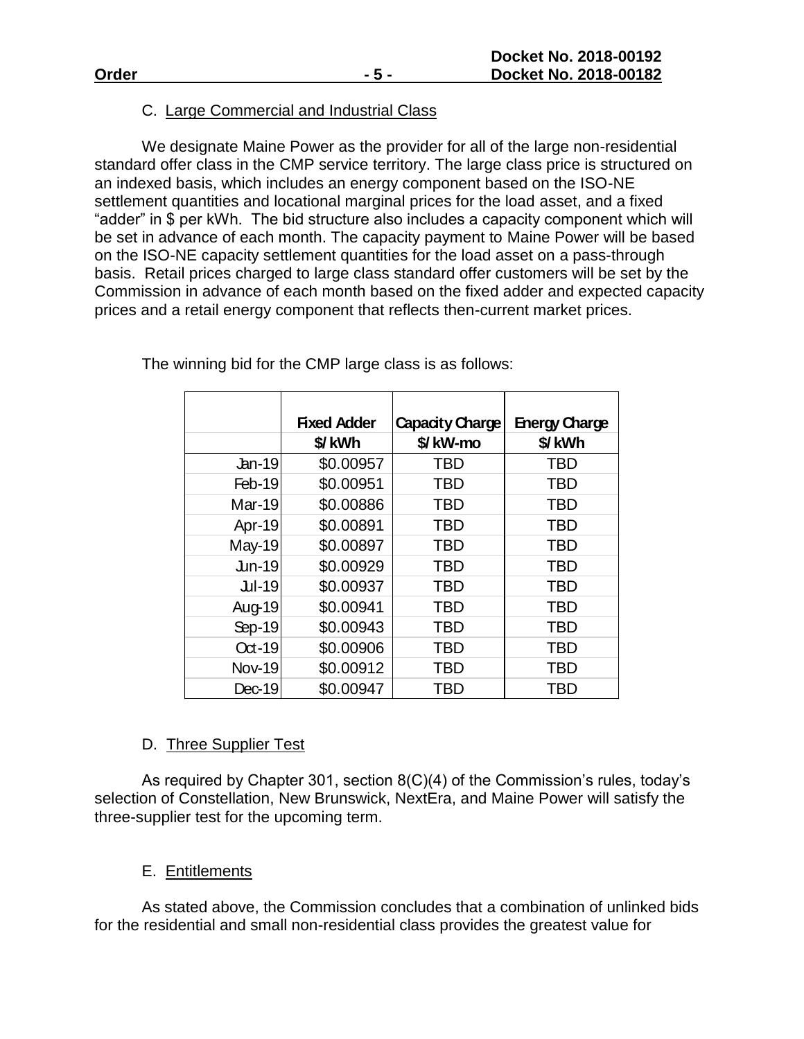### C. Large Commercial and Industrial Class

We designate Maine Power as the provider for all of the large non-residential standard offer class in the CMP service territory. The large class price is structured on an indexed basis, which includes an energy component based on the ISO-NE settlement quantities and locational marginal prices for the load asset, and a fixed "adder" in $ per kWh. The bid structure also includes a capacity component which will be set in advance of each month. The capacity payment to Maine Power will be based on the ISO-NE capacity settlement quantities for the load asset on a pass-through basis. Retail prices charged to large class standard offer customers will be set by the Commission in advance of each month based on the fixed adder and expected capacity prices and a retail energy component that reflects then-current market prices.

The winning bid for the CMP large class is as follows:

| | Fixed Adder $/kWh | Capacity Charge $/kW-mo | Energy Charge $/kWh |
|---|---|---|---|
| Jan-19 | $0.00957 | TBD | TBD |
| Feb-19 | $0.00951 | TBD | TBD |
| Mar-19 | $0.00886 | TBD | TBD |
| Apr-19 | $0.00891 | TBD | TBD |
| May-19 | $0.00897 | TBD | TBD |
| Jun-19 | $0.00929 | TBD | TBD |
| Jul-19 | $0.00937 | TBD | TBD |
| Aug-19 | $0.00941 | TBD | TBD |
| Sep-19 | $0.00943 | TBD | TBD |
| Oct-19 | $0.00906 | TBD | TBD |
| Nov-19 | $0.00912 | TBD | TBD |
| Dec-19 | $0.00947 | TBD | TBD |

### D. Three Supplier Test

As required by Chapter 301, section 8(C)(4) of the Commission's rules, today's selection of Constellation, New Brunswick, NextEra, and Maine Power will satisfy the three-supplier test for the upcoming term.

### E. Entitlements

As stated above, the Commission concludes that a combination of unlinked bids for the residential and small non-residential class provides the greatest value for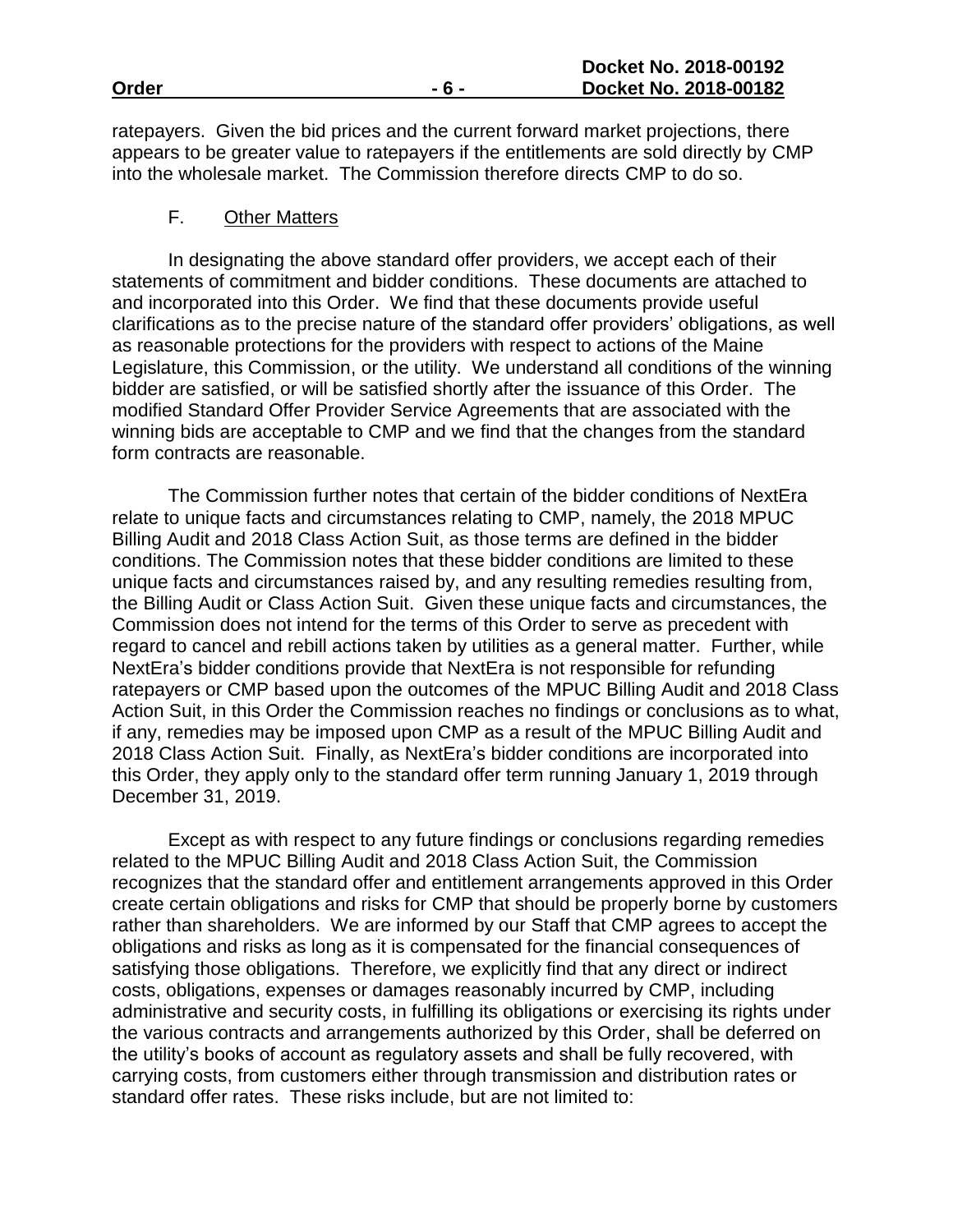ratepayers. Given the bid prices and the current forward market projections, there appears to be greater value to ratepayers if the entitlements are sold directly by CMP into the wholesale market. The Commission therefore directs CMP to do so.

### F. Other Matters

In designating the above standard offer providers, we accept each of their statements of commitment and bidder conditions. These documents are attached to and incorporated into this Order. We find that these documents provide useful clarifications as to the precise nature of the standard offer providers' obligations, as well as reasonable protections for the providers with respect to actions of the Maine Legislature, this Commission, or the utility. We understand all conditions of the winning bidder are satisfied, or will be satisfied shortly after the issuance of this Order. The modified Standard Offer Provider Service Agreements that are associated with the winning bids are acceptable to CMP and we find that the changes from the standard form contracts are reasonable.

The Commission further notes that certain of the bidder conditions of NextEra relate to unique facts and circumstances relating to CMP, namely, the 2018 MPUC Billing Audit and 2018 Class Action Suit, as those terms are defined in the bidder conditions. The Commission notes that these bidder conditions are limited to these unique facts and circumstances raised by, and any resulting remedies resulting from, the Billing Audit or Class Action Suit. Given these unique facts and circumstances, the Commission does not intend for the terms of this Order to serve as precedent with regard to cancel and rebill actions taken by utilities as a general matter. Further, while NextEra's bidder conditions provide that NextEra is not responsible for refunding ratepayers or CMP based upon the outcomes of the MPUC Billing Audit and 2018 Class Action Suit, in this Order the Commission reaches no findings or conclusions as to what, if any, remedies may be imposed upon CMP as a result of the MPUC Billing Audit and 2018 Class Action Suit. Finally, as NextEra's bidder conditions are incorporated into this Order, they apply only to the standard offer term running January 1, 2019 through December 31, 2019.

Except as with respect to any future findings or conclusions regarding remedies related to the MPUC Billing Audit and 2018 Class Action Suit, the Commission recognizes that the standard offer and entitlement arrangements approved in this Order create certain obligations and risks for CMP that should be properly borne by customers rather than shareholders. We are informed by our Staff that CMP agrees to accept the obligations and risks as long as it is compensated for the financial consequences of satisfying those obligations. Therefore, we explicitly find that any direct or indirect costs, obligations, expenses or damages reasonably incurred by CMP, including administrative and security costs, in fulfilling its obligations or exercising its rights under the various contracts and arrangements authorized by this Order, shall be deferred on the utility's books of account as regulatory assets and shall be fully recovered, with carrying costs, from customers either through transmission and distribution rates or standard offer rates. These risks include, but are not limited to: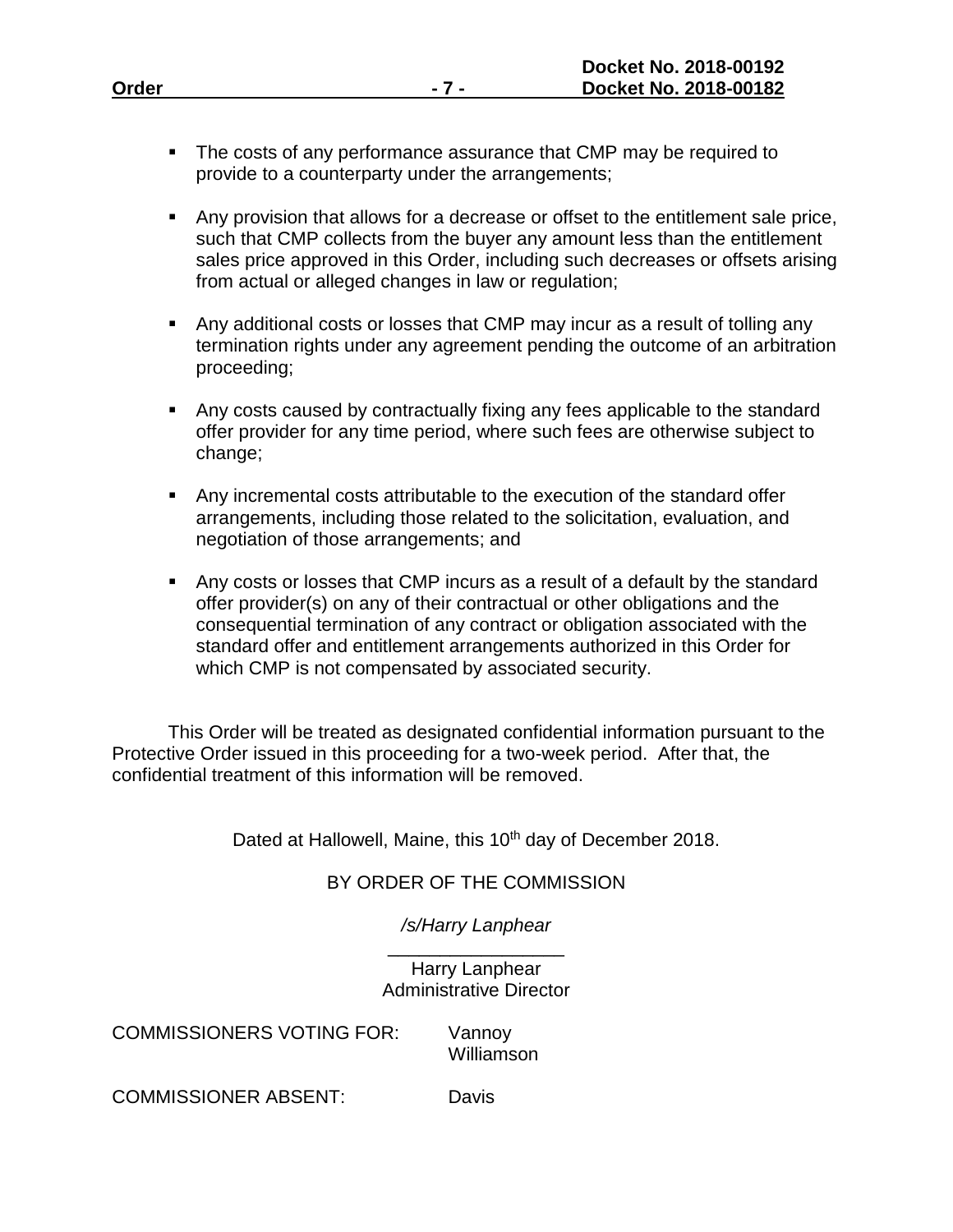- The costs of any performance assurance that CMP may be required to provide to a counterparty under the arrangements;
- Any provision that allows for a decrease or offset to the entitlement sale price, such that CMP collects from the buyer any amount less than the entitlement sales price approved in this Order, including such decreases or offsets arising from actual or alleged changes in law or regulation;
- Any additional costs or losses that CMP may incur as a result of tolling any termination rights under any agreement pending the outcome of an arbitration proceeding;
- Any costs caused by contractually fixing any fees applicable to the standard offer provider for any time period, where such fees are otherwise subject to change;
- Any incremental costs attributable to the execution of the standard offer arrangements, including those related to the solicitation, evaluation, and negotiation of those arrangements; and
- Any costs or losses that CMP incurs as a result of a default by the standard offer provider(s) on any of their contractual or other obligations and the consequential termination of any contract or obligation associated with the standard offer and entitlement arrangements authorized in this Order for which CMP is not compensated by associated security.

This Order will be treated as designated confidential information pursuant to the Protective Order issued in this proceeding for a two-week period. After that, the confidential treatment of this information will be removed.

Dated at Hallowell, Maine, this 10th day of December 2018.

BY ORDER OF THE COMMISSION

*/s/Harry Lanphear*

Harry Lanphear
Administrative Director

COMMISSIONERS VOTING FOR: Vannoy
Williamson

COMMISSIONER ABSENT: Davis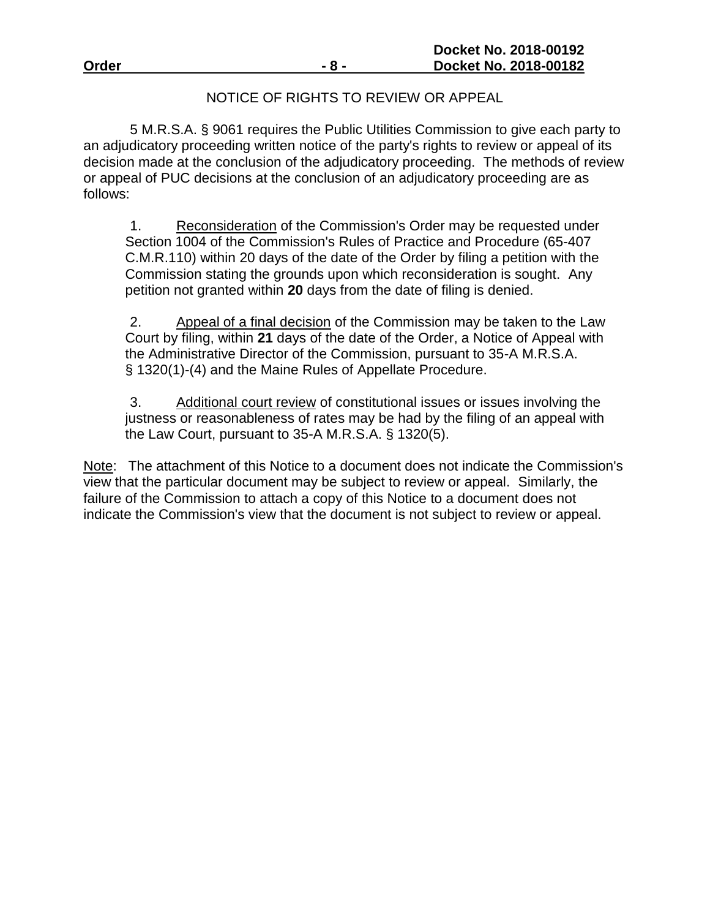## NOTICE OF RIGHTS TO REVIEW OR APPEAL

5 M.R.S.A. § 9061 requires the Public Utilities Commission to give each party to an adjudicatory proceeding written notice of the party's rights to review or appeal of its decision made at the conclusion of the adjudicatory proceeding. The methods of review or appeal of PUC decisions at the conclusion of an adjudicatory proceeding are as follows:

1. Reconsideration of the Commission's Order may be requested under Section 1004 of the Commission's Rules of Practice and Procedure (65-407 C.M.R.110) within 20 days of the date of the Order by filing a petition with the Commission stating the grounds upon which reconsideration is sought. Any petition not granted within **20** days from the date of filing is denied.

2. Appeal of a final decision of the Commission may be taken to the Law Court by filing, within **21** days of the date of the Order, a Notice of Appeal with the Administrative Director of the Commission, pursuant to 35-A M.R.S.A. § 1320(1)-(4) and the Maine Rules of Appellate Procedure.

3. Additional court review of constitutional issues or issues involving the justness or reasonableness of rates may be had by the filing of an appeal with the Law Court, pursuant to 35-A M.R.S.A. § 1320(5).

Note: The attachment of this Notice to a document does not indicate the Commission's view that the particular document may be subject to review or appeal. Similarly, the failure of the Commission to attach a copy of this Notice to a document does not indicate the Commission's view that the document is not subject to review or appeal.